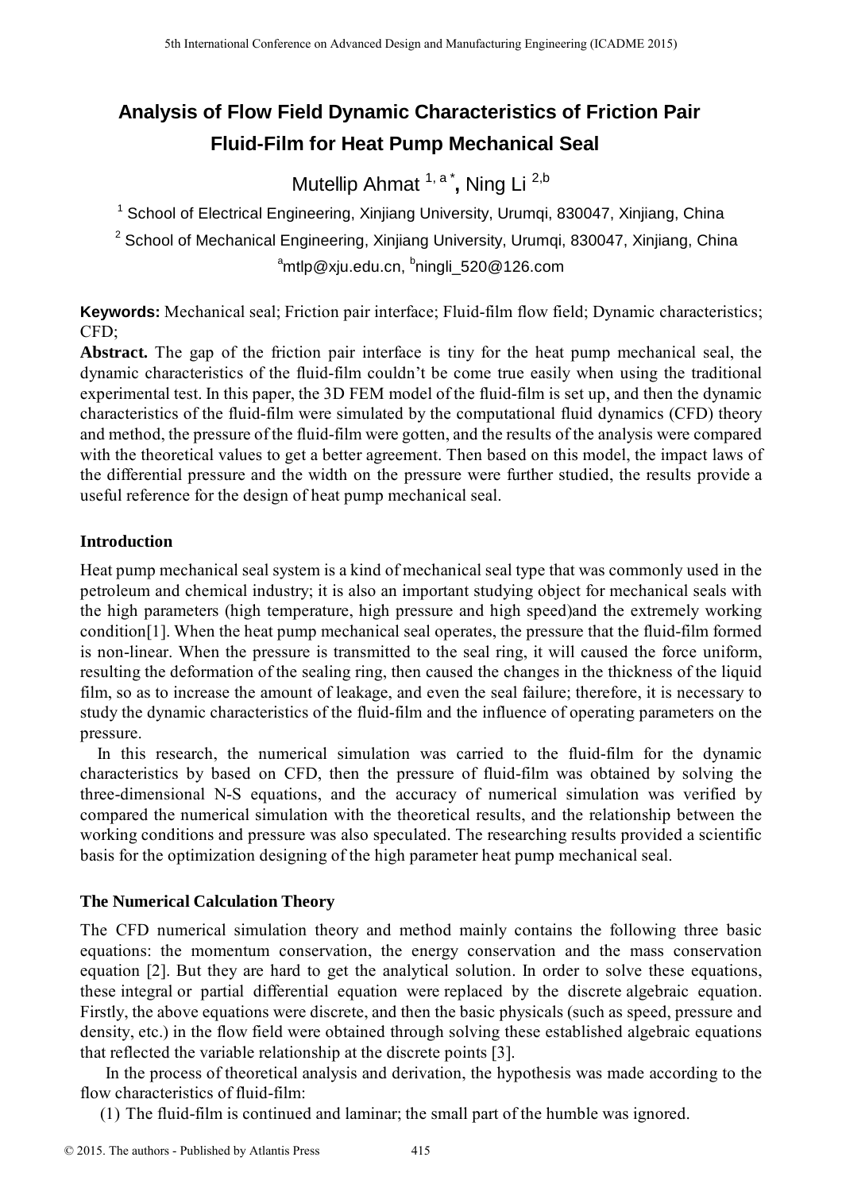# Analysis of Flow Field Dynamic Characteristics of Friction Pair Fluid-Film for Heat Pump Mechanical Seal

Mutellip Ahmat [1, a *], Ning Li [2,b]

[1] School of Electrical Engineering, Xinjiang University, Urumqi, 830047, Xinjiang, China

[2] School of Mechanical Engineering, Xinjiang University, Urumqi, 830047, Xinjiang, China

[a]mtlp@xju.edu.cn, [b]ningli_520@126.com

**Keywords:** Mechanical seal; Friction pair interface; Fluid-film flow field; Dynamic characteristics; CFD;

**Abstract.** The gap of the friction pair interface is tiny for the heat pump mechanical seal, the dynamic characteristics of the fluid-film couldn't be come true easily when using the traditional experimental test. In this paper, the 3D FEM model of the fluid-film is set up, and then the dynamic characteristics of the fluid-film were simulated by the computational fluid dynamics (CFD) theory and method, the pressure of the fluid-film were gotten, and the results of the analysis were compared with the theoretical values to get a better agreement. Then based on this model, the impact laws of the differential pressure and the width on the pressure were further studied, the results provide a useful reference for the design of heat pump mechanical seal.

## Introduction

Heat pump mechanical seal system is a kind of mechanical seal type that was commonly used in the petroleum and chemical industry; it is also an important studying object for mechanical seals with the high parameters (high temperature, high pressure and high speed)and the extremely working condition[1]. When the heat pump mechanical seal operates, the pressure that the fluid-film formed is non-linear. When the pressure is transmitted to the seal ring, it will caused the force uniform, resulting the deformation of the sealing ring, then caused the changes in the thickness of the liquid film, so as to increase the amount of leakage, and even the seal failure; therefore, it is necessary to study the dynamic characteristics of the fluid-film and the influence of operating parameters on the pressure.

In this research, the numerical simulation was carried to the fluid-film for the dynamic characteristics by based on CFD, then the pressure of fluid-film was obtained by solving the three-dimensional N-S equations, and the accuracy of numerical simulation was verified by compared the numerical simulation with the theoretical results, and the relationship between the working conditions and pressure was also speculated. The researching results provided a scientific basis for the optimization designing of the high parameter heat pump mechanical seal.

## The Numerical Calculation Theory

The CFD numerical simulation theory and method mainly contains the following three basic equations: the momentum conservation, the energy conservation and the mass conservation equation [2]. But they are hard to get the analytical solution. In order to solve these equations, these integral or partial differential equation were replaced by the discrete algebraic equation. Firstly, the above equations were discrete, and then the basic physicals (such as speed, pressure and density, etc.) in the flow field were obtained through solving these established algebraic equations that reflected the variable relationship at the discrete points [3].

In the process of theoretical analysis and derivation, the hypothesis was made according to the flow characteristics of fluid-film:

(1) The fluid-film is continued and laminar; the small part of the humble was ignored.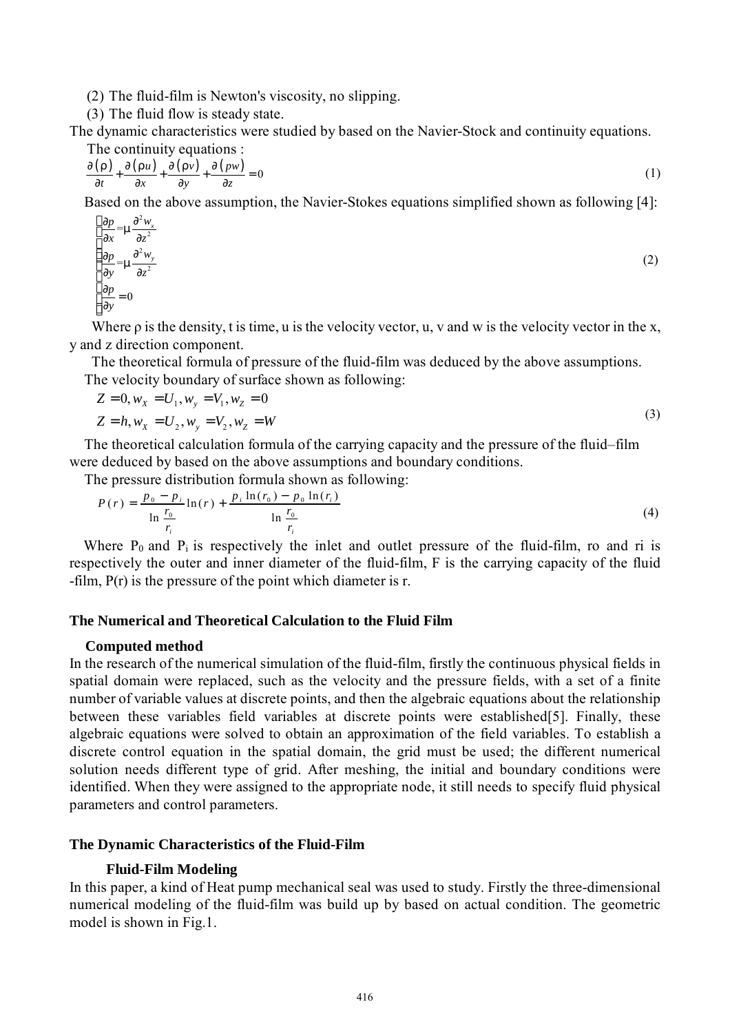(2) The fluid-film is Newton's viscosity, no slipping.

(3) The fluid flow is steady state.

The dynamic characteristics were studied by based on the Navier-Stock and continuity equations.

The continuity equations :

$$\frac{\partial(\rho)}{\partial t}+\frac{\partial(\rho u)}{\partial x}+\frac{\partial(\rho v)}{\partial y}+\frac{\partial(pw)}{\partial z}=0 \tag{1}$$

Based on the above assumption, the Navier-Stokes equations simplified shown as following [4]:

$$\begin{cases}\dfrac{\partial p}{\partial x}=\mu\dfrac{\partial^2 w_x}{\partial z^2}\\ \dfrac{\partial p}{\partial y}=\mu\dfrac{\partial^2 w_y}{\partial z^2}\\ \dfrac{\partial p}{\partial y}=0\end{cases} \tag{2}$$

Where ρ is the density, t is time, u is the velocity vector, u, v and w is the velocity vector in the x, y and z direction component.

The theoretical formula of pressure of the fluid-film was deduced by the above assumptions.

The velocity boundary of surface shown as following:

$$\begin{aligned}&Z=0, w_X=U_1, w_y=V_1, w_Z=0\\&Z=h, w_X=U_2, w_y=V_2, w_Z=W\end{aligned} \tag{3}$$

The theoretical calculation formula of the carrying capacity and the pressure of the fluid–film were deduced by based on the above assumptions and boundary conditions.

The pressure distribution formula shown as following:

$$P(r)=\frac{p_0-p_i}{\ln\frac{r_0}{r_i}}\ln(r)+\frac{p_i\ln(r_0)-p_0\ln(r_i)}{\ln\frac{r_0}{r_i}} \tag{4}$$

Where $P_0$ and $P_i$ is respectively the inlet and outlet pressure of the fluid-film, ro and ri is respectively the outer and inner diameter of the fluid-film, F is the carrying capacity of the fluid -film, P(r) is the pressure of the point which diameter is r.

## The Numerical and Theoretical Calculation to the Fluid Film

### Computed method

In the research of the numerical simulation of the fluid-film, firstly the continuous physical fields in spatial domain were replaced, such as the velocity and the pressure fields, with a set of a finite number of variable values at discrete points, and then the algebraic equations about the relationship between these variables field variables at discrete points were established[5]. Finally, these algebraic equations were solved to obtain an approximation of the field variables. To establish a discrete control equation in the spatial domain, the grid must be used; the different numerical solution needs different type of grid. After meshing, the initial and boundary conditions were identified. When they were assigned to the appropriate node, it still needs to specify fluid physical parameters and control parameters.

## The Dynamic Characteristics of the Fluid-Film

### Fluid-Film Modeling

In this paper, a kind of Heat pump mechanical seal was used to study. Firstly the three-dimensional numerical modeling of the fluid-film was build up by based on actual condition. The geometric model is shown in Fig.1.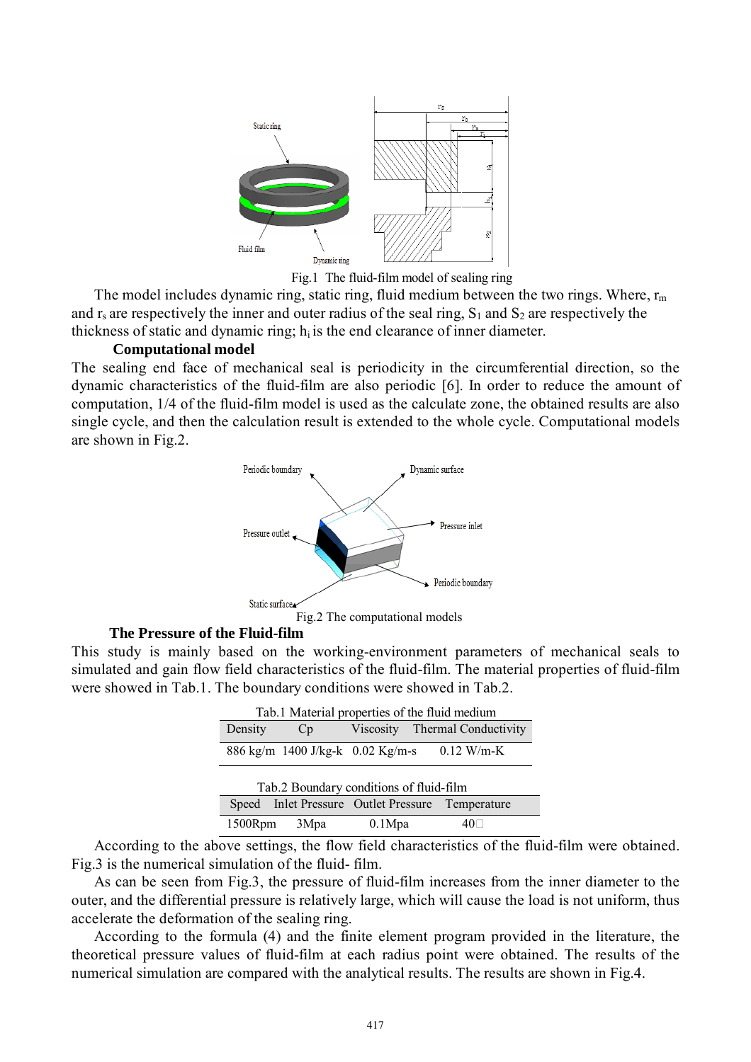Fig.1 The fluid-film model of sealing ring

The model includes dynamic ring, static ring, fluid medium between the two rings. Where, $r_m$ and $r_s$ are respectively the inner and outer radius of the seal ring, $S_1$ and $S_2$ are respectively the thickness of static and dynamic ring; $h_i$ is the end clearance of inner diameter.

**Computational model**

The sealing end face of mechanical seal is periodicity in the circumferential direction, so the dynamic characteristics of the fluid-film are also periodic [6]. In order to reduce the amount of computation, 1/4 of the fluid-film model is used as the calculate zone, the obtained results are also single cycle, and then the calculation result is extended to the whole cycle. Computational models are shown in Fig.2.

Fig.2 The computational models

**The Pressure of the Fluid-film**

This study is mainly based on the working-environment parameters of mechanical seals to simulated and gain flow field characteristics of the fluid-film. The material properties of fluid-film were showed in Tab.1. The boundary conditions were showed in Tab.2.

Tab.1 Material properties of the fluid medium

| Density | Cp | Viscosity | Thermal Conductivity |
|---|---|---|---|
| 886 kg/m | 1400 J/kg-k | 0.02 Kg/m-s | 0.12 W/m-K |

Tab.2 Boundary conditions of fluid-film

| Speed | Inlet Pressure | Outlet Pressure | Temperature |
|---|---|---|---|
| 1500Rpm | 3Mpa | 0.1Mpa | 40□ |

According to the above settings, the flow field characteristics of the fluid-film were obtained. Fig.3 is the numerical simulation of the fluid- film.

As can be seen from Fig.3, the pressure of fluid-film increases from the inner diameter to the outer, and the differential pressure is relatively large, which will cause the load is not uniform, thus accelerate the deformation of the sealing ring.

According to the formula (4) and the finite element program provided in the literature, the theoretical pressure values of fluid-film at each radius point were obtained. The results of the numerical simulation are compared with the analytical results. The results are shown in Fig.4.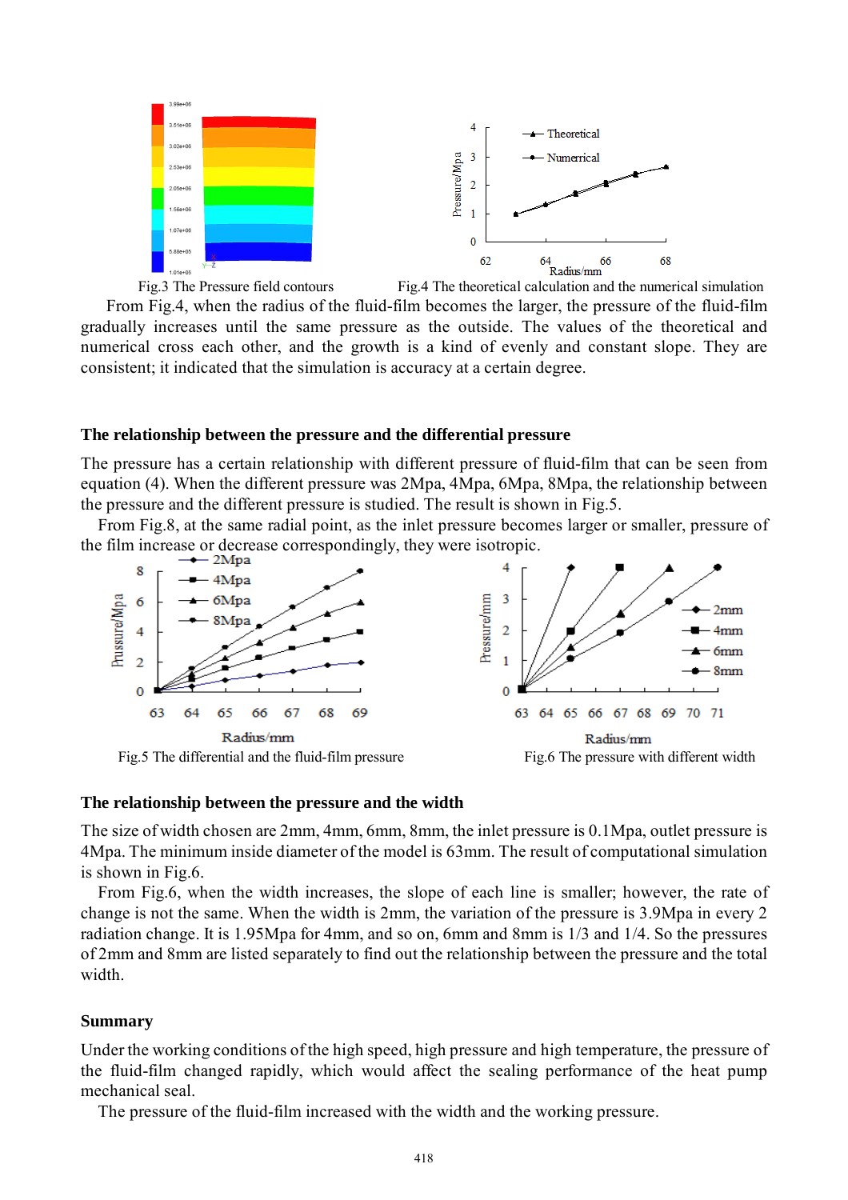Fig.3 The Pressure field contours

Fig.4 The theoretical calculation and the numerical simulation

From Fig.4, when the radius of the fluid-film becomes the larger, the pressure of the fluid-film gradually increases until the same pressure as the outside. The values of the theoretical and numerical cross each other, and the growth is a kind of evenly and constant slope. They are consistent; it indicated that the simulation is accuracy at a certain degree.

### The relationship between the pressure and the differential pressure

The pressure has a certain relationship with different pressure of fluid-film that can be seen from equation (4). When the different pressure was 2Mpa, 4Mpa, 6Mpa, 8Mpa, the relationship between the pressure and the different pressure is studied. The result is shown in Fig.5.

From Fig.8, at the same radial point, as the inlet pressure becomes larger or smaller, pressure of the film increase or decrease correspondingly, they were isotropic.

Fig.5 The differential and the fluid-film pressure

Fig.6 The pressure with different width

### The relationship between the pressure and the width

The size of width chosen are 2mm, 4mm, 6mm, 8mm, the inlet pressure is 0.1Mpa, outlet pressure is 4Mpa. The minimum inside diameter of the model is 63mm. The result of computational simulation is shown in Fig.6.

From Fig.6, when the width increases, the slope of each line is smaller; however, the rate of change is not the same. When the width is 2mm, the variation of the pressure is 3.9Mpa in every 2 radiation change. It is 1.95Mpa for 4mm, and so on, 6mm and 8mm is 1/3 and 1/4. So the pressures of 2mm and 8mm are listed separately to find out the relationship between the pressure and the total width.

### Summary

Under the working conditions of the high speed, high pressure and high temperature, the pressure of the fluid-film changed rapidly, which would affect the sealing performance of the heat pump mechanical seal.

The pressure of the fluid-film increased with the width and the working pressure.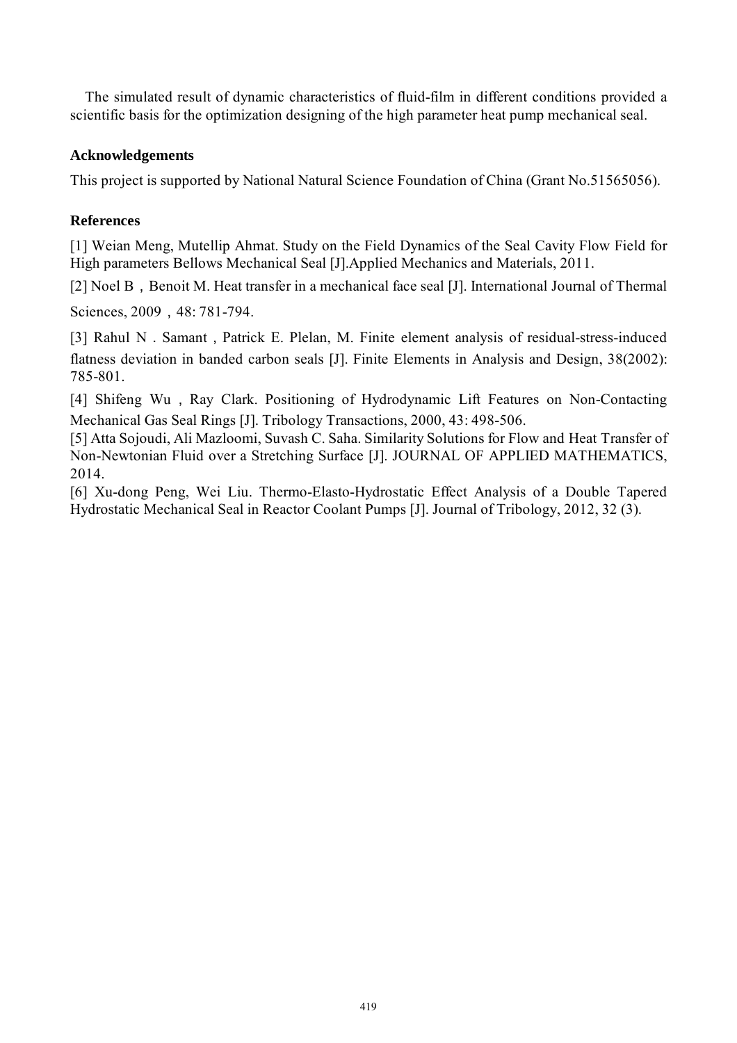The simulated result of dynamic characteristics of fluid-film in different conditions provided a scientific basis for the optimization designing of the high parameter heat pump mechanical seal.

## Acknowledgements

This project is supported by National Natural Science Foundation of China (Grant No.51565056).

## References

[1] Weian Meng, Mutellip Ahmat. Study on the Field Dynamics of the Seal Cavity Flow Field for High parameters Bellows Mechanical Seal [J].Applied Mechanics and Materials, 2011.

[2] Noel B，Benoit M. Heat transfer in a mechanical face seal [J]. International Journal of Thermal Sciences, 2009，48: 781-794.

[3] Rahul N . Samant , Patrick E. Plelan, M. Finite element analysis of residual-stress-induced flatness deviation in banded carbon seals [J]. Finite Elements in Analysis and Design, 38(2002): 785-801.

[4] Shifeng Wu , Ray Clark. Positioning of Hydrodynamic Lift Features on Non-Contacting Mechanical Gas Seal Rings [J]. Tribology Transactions, 2000, 43: 498-506.

[5] Atta Sojoudi, Ali Mazloomi, Suvash C. Saha. Similarity Solutions for Flow and Heat Transfer of Non-Newtonian Fluid over a Stretching Surface [J]. JOURNAL OF APPLIED MATHEMATICS, 2014.

[6] Xu-dong Peng, Wei Liu. Thermo-Elasto-Hydrostatic Effect Analysis of a Double Tapered Hydrostatic Mechanical Seal in Reactor Coolant Pumps [J]. Journal of Tribology, 2012, 32 (3).